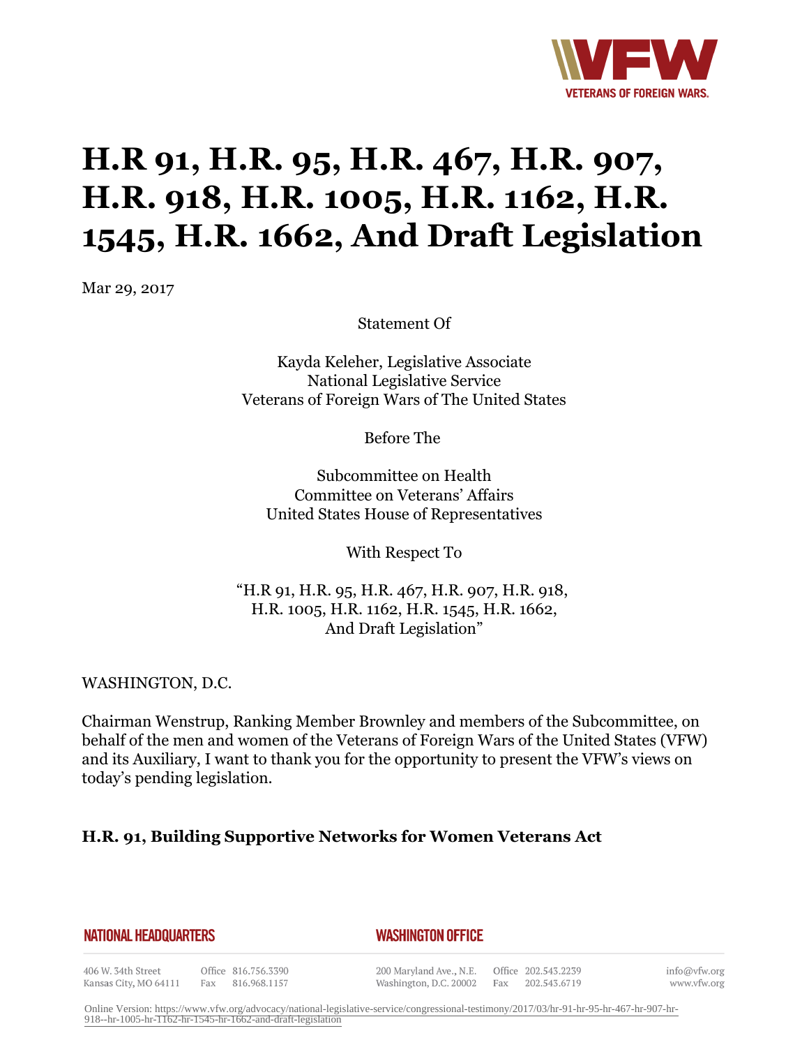# H.R 91, H.R. 95, H.R. 467, H.R. 907, H.R. 918, H.R. 1005, H.R. 1162, H.R. 1545, H.R. 1662, And Draft Legislation

Mar 29, 2017

Statement Of

Kayda Keleher, Legislative Associate
National Legislative Service
Veterans of Foreign Wars of The United States

Before The

Subcommittee on Health
Committee on Veterans' Affairs
United States House of Representatives

With Respect To

"H.R 91, H.R. 95, H.R. 467, H.R. 907, H.R. 918,
H.R. 1005, H.R. 1162, H.R. 1545, H.R. 1662,
And Draft Legislation"

WASHINGTON, D.C.

Chairman Wenstrup, Ranking Member Brownley and members of the Subcommittee, on behalf of the men and women of the Veterans of Foreign Wars of the United States (VFW) and its Auxiliary, I want to thank you for the opportunity to present the VFW's views on today's pending legislation.

### H.R. 91, Building Supportive Networks for Women Veterans Act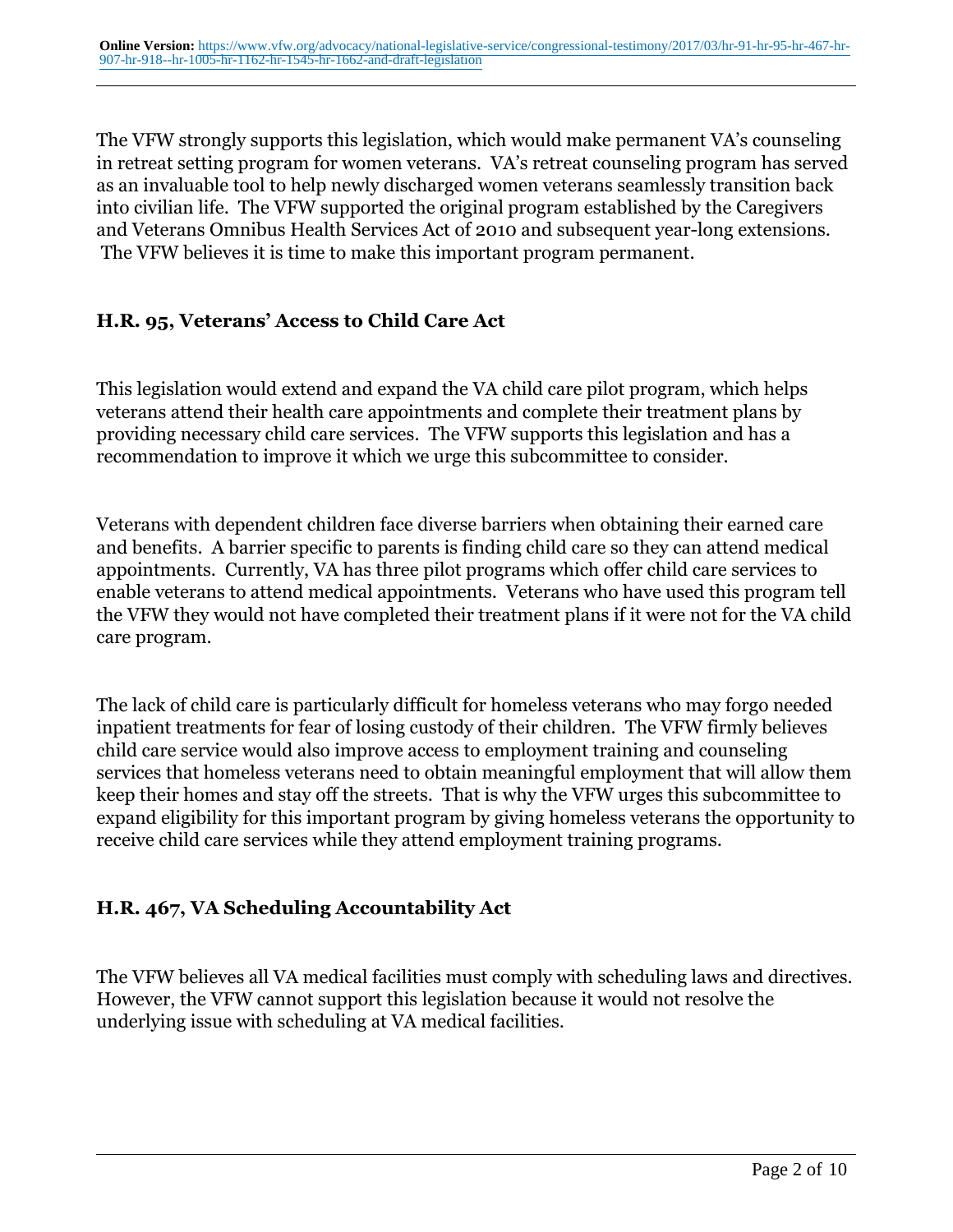The VFW strongly supports this legislation, which would make permanent VA's counseling in retreat setting program for women veterans. VA's retreat counseling program has served as an invaluable tool to help newly discharged women veterans seamlessly transition back into civilian life. The VFW supported the original program established by the Caregivers and Veterans Omnibus Health Services Act of 2010 and subsequent year-long extensions. The VFW believes it is time to make this important program permanent.

### H.R. 95, Veterans' Access to Child Care Act

This legislation would extend and expand the VA child care pilot program, which helps veterans attend their health care appointments and complete their treatment plans by providing necessary child care services. The VFW supports this legislation and has a recommendation to improve it which we urge this subcommittee to consider.

Veterans with dependent children face diverse barriers when obtaining their earned care and benefits. A barrier specific to parents is finding child care so they can attend medical appointments. Currently, VA has three pilot programs which offer child care services to enable veterans to attend medical appointments. Veterans who have used this program tell the VFW they would not have completed their treatment plans if it were not for the VA child care program.

The lack of child care is particularly difficult for homeless veterans who may forgo needed inpatient treatments for fear of losing custody of their children. The VFW firmly believes child care service would also improve access to employment training and counseling services that homeless veterans need to obtain meaningful employment that will allow them keep their homes and stay off the streets. That is why the VFW urges this subcommittee to expand eligibility for this important program by giving homeless veterans the opportunity to receive child care services while they attend employment training programs.

### H.R. 467, VA Scheduling Accountability Act

The VFW believes all VA medical facilities must comply with scheduling laws and directives. However, the VFW cannot support this legislation because it would not resolve the underlying issue with scheduling at VA medical facilities.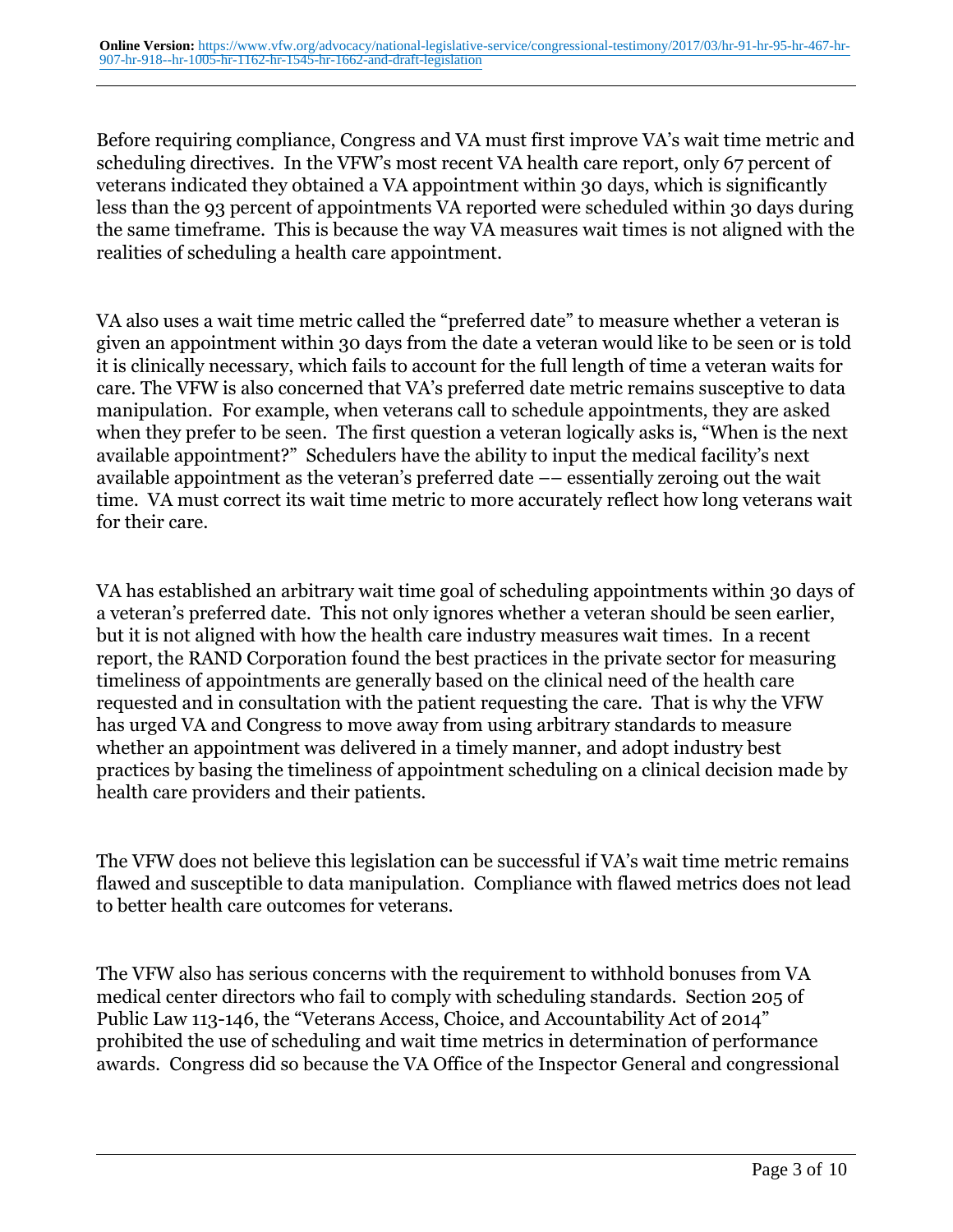Before requiring compliance, Congress and VA must first improve VA's wait time metric and scheduling directives. In the VFW's most recent VA health care report, only 67 percent of veterans indicated they obtained a VA appointment within 30 days, which is significantly less than the 93 percent of appointments VA reported were scheduled within 30 days during the same timeframe. This is because the way VA measures wait times is not aligned with the realities of scheduling a health care appointment.

VA also uses a wait time metric called the "preferred date" to measure whether a veteran is given an appointment within 30 days from the date a veteran would like to be seen or is told it is clinically necessary, which fails to account for the full length of time a veteran waits for care. The VFW is also concerned that VA's preferred date metric remains susceptive to data manipulation. For example, when veterans call to schedule appointments, they are asked when they prefer to be seen. The first question a veteran logically asks is, "When is the next available appointment?" Schedulers have the ability to input the medical facility's next available appointment as the veteran's preferred date –– essentially zeroing out the wait time. VA must correct its wait time metric to more accurately reflect how long veterans wait for their care.

VA has established an arbitrary wait time goal of scheduling appointments within 30 days of a veteran's preferred date. This not only ignores whether a veteran should be seen earlier, but it is not aligned with how the health care industry measures wait times. In a recent report, the RAND Corporation found the best practices in the private sector for measuring timeliness of appointments are generally based on the clinical need of the health care requested and in consultation with the patient requesting the care. That is why the VFW has urged VA and Congress to move away from using arbitrary standards to measure whether an appointment was delivered in a timely manner, and adopt industry best practices by basing the timeliness of appointment scheduling on a clinical decision made by health care providers and their patients.

The VFW does not believe this legislation can be successful if VA's wait time metric remains flawed and susceptible to data manipulation. Compliance with flawed metrics does not lead to better health care outcomes for veterans.

The VFW also has serious concerns with the requirement to withhold bonuses from VA medical center directors who fail to comply with scheduling standards. Section 205 of Public Law 113-146, the "Veterans Access, Choice, and Accountability Act of 2014" prohibited the use of scheduling and wait time metrics in determination of performance awards. Congress did so because the VA Office of the Inspector General and congressional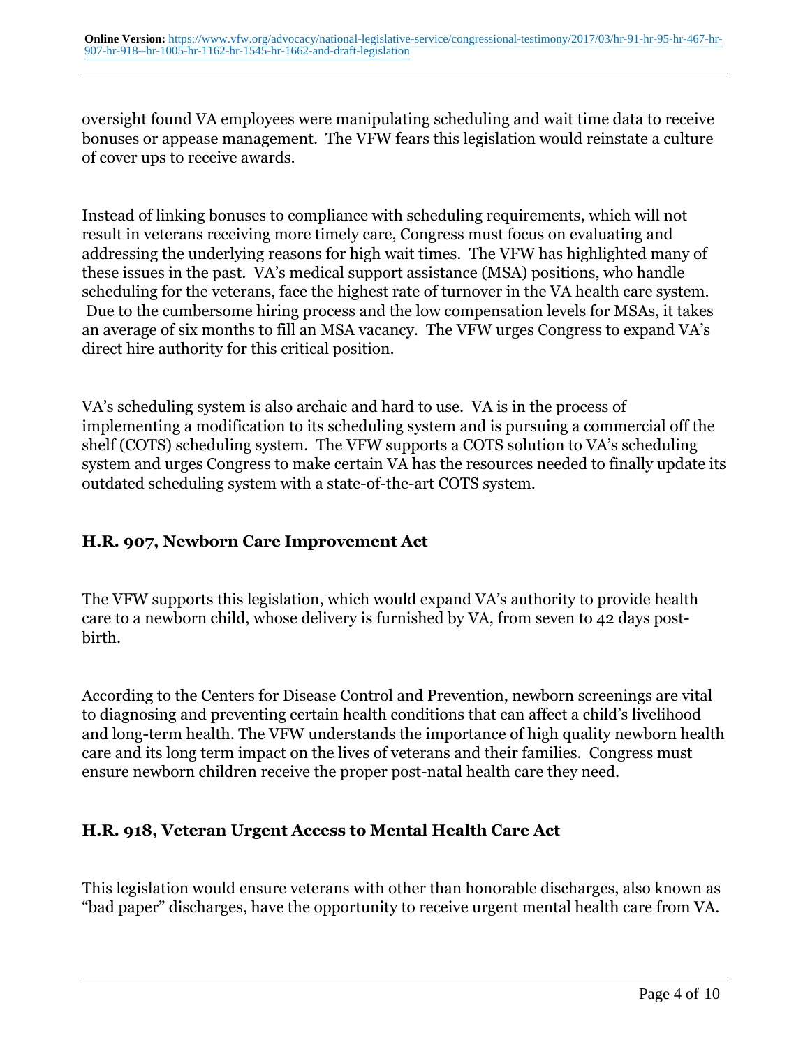oversight found VA employees were manipulating scheduling and wait time data to receive bonuses or appease management. The VFW fears this legislation would reinstate a culture of cover ups to receive awards.

Instead of linking bonuses to compliance with scheduling requirements, which will not result in veterans receiving more timely care, Congress must focus on evaluating and addressing the underlying reasons for high wait times. The VFW has highlighted many of these issues in the past. VA's medical support assistance (MSA) positions, who handle scheduling for the veterans, face the highest rate of turnover in the VA health care system. Due to the cumbersome hiring process and the low compensation levels for MSAs, it takes an average of six months to fill an MSA vacancy. The VFW urges Congress to expand VA's direct hire authority for this critical position.

VA's scheduling system is also archaic and hard to use. VA is in the process of implementing a modification to its scheduling system and is pursuing a commercial off the shelf (COTS) scheduling system. The VFW supports a COTS solution to VA's scheduling system and urges Congress to make certain VA has the resources needed to finally update its outdated scheduling system with a state-of-the-art COTS system.

### H.R. 907, Newborn Care Improvement Act

The VFW supports this legislation, which would expand VA's authority to provide health care to a newborn child, whose delivery is furnished by VA, from seven to 42 days post-birth.

According to the Centers for Disease Control and Prevention, newborn screenings are vital to diagnosing and preventing certain health conditions that can affect a child's livelihood and long-term health. The VFW understands the importance of high quality newborn health care and its long term impact on the lives of veterans and their families. Congress must ensure newborn children receive the proper post-natal health care they need.

### H.R. 918, Veteran Urgent Access to Mental Health Care Act

This legislation would ensure veterans with other than honorable discharges, also known as "bad paper" discharges, have the opportunity to receive urgent mental health care from VA.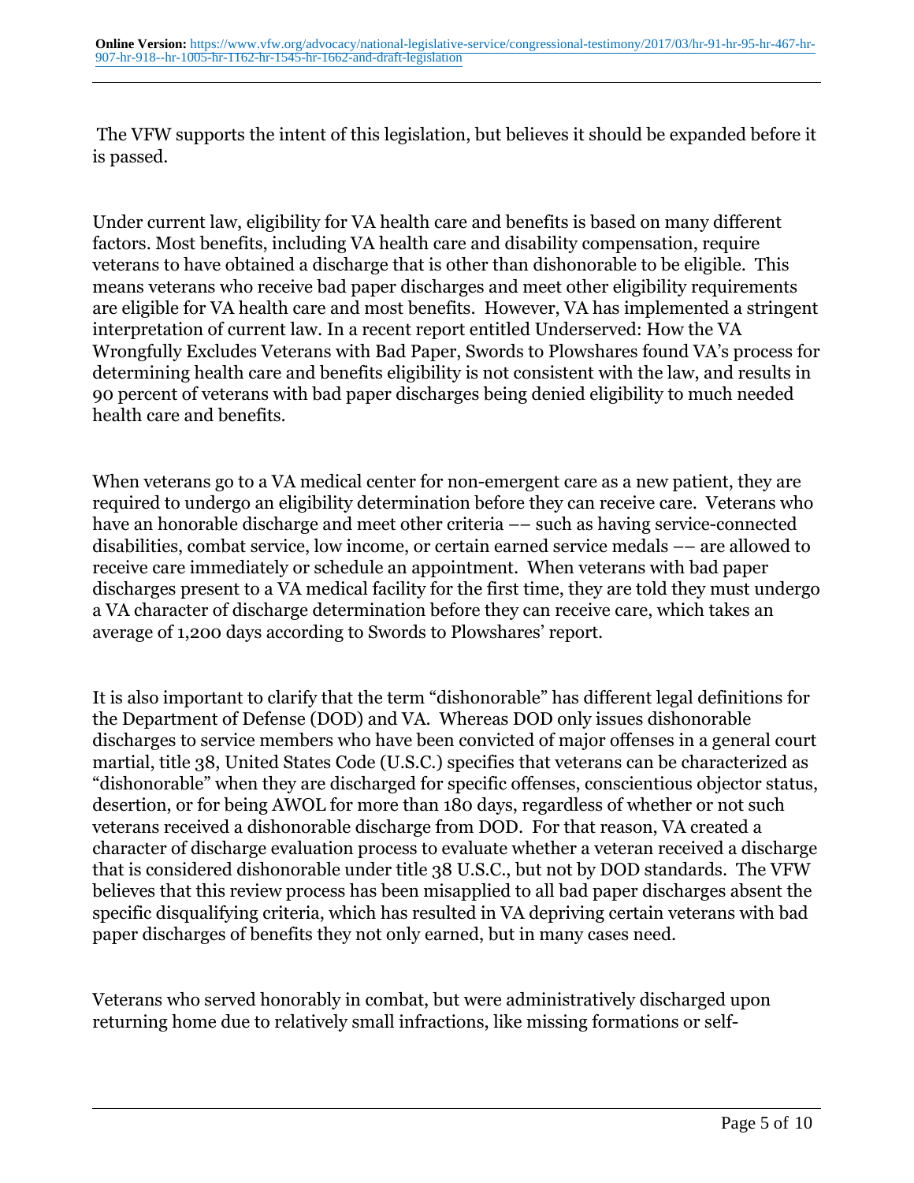The VFW supports the intent of this legislation, but believes it should be expanded before it is passed.

Under current law, eligibility for VA health care and benefits is based on many different factors. Most benefits, including VA health care and disability compensation, require veterans to have obtained a discharge that is other than dishonorable to be eligible. This means veterans who receive bad paper discharges and meet other eligibility requirements are eligible for VA health care and most benefits. However, VA has implemented a stringent interpretation of current law. In a recent report entitled Underserved: How the VA Wrongfully Excludes Veterans with Bad Paper, Swords to Plowshares found VA's process for determining health care and benefits eligibility is not consistent with the law, and results in 90 percent of veterans with bad paper discharges being denied eligibility to much needed health care and benefits.

When veterans go to a VA medical center for non-emergent care as a new patient, they are required to undergo an eligibility determination before they can receive care. Veterans who have an honorable discharge and meet other criteria –– such as having service-connected disabilities, combat service, low income, or certain earned service medals –– are allowed to receive care immediately or schedule an appointment. When veterans with bad paper discharges present to a VA medical facility for the first time, they are told they must undergo a VA character of discharge determination before they can receive care, which takes an average of 1,200 days according to Swords to Plowshares' report.

It is also important to clarify that the term "dishonorable" has different legal definitions for the Department of Defense (DOD) and VA. Whereas DOD only issues dishonorable discharges to service members who have been convicted of major offenses in a general court martial, title 38, United States Code (U.S.C.) specifies that veterans can be characterized as "dishonorable" when they are discharged for specific offenses, conscientious objector status, desertion, or for being AWOL for more than 180 days, regardless of whether or not such veterans received a dishonorable discharge from DOD. For that reason, VA created a character of discharge evaluation process to evaluate whether a veteran received a discharge that is considered dishonorable under title 38 U.S.C., but not by DOD standards. The VFW believes that this review process has been misapplied to all bad paper discharges absent the specific disqualifying criteria, which has resulted in VA depriving certain veterans with bad paper discharges of benefits they not only earned, but in many cases need.

Veterans who served honorably in combat, but were administratively discharged upon returning home due to relatively small infractions, like missing formations or self-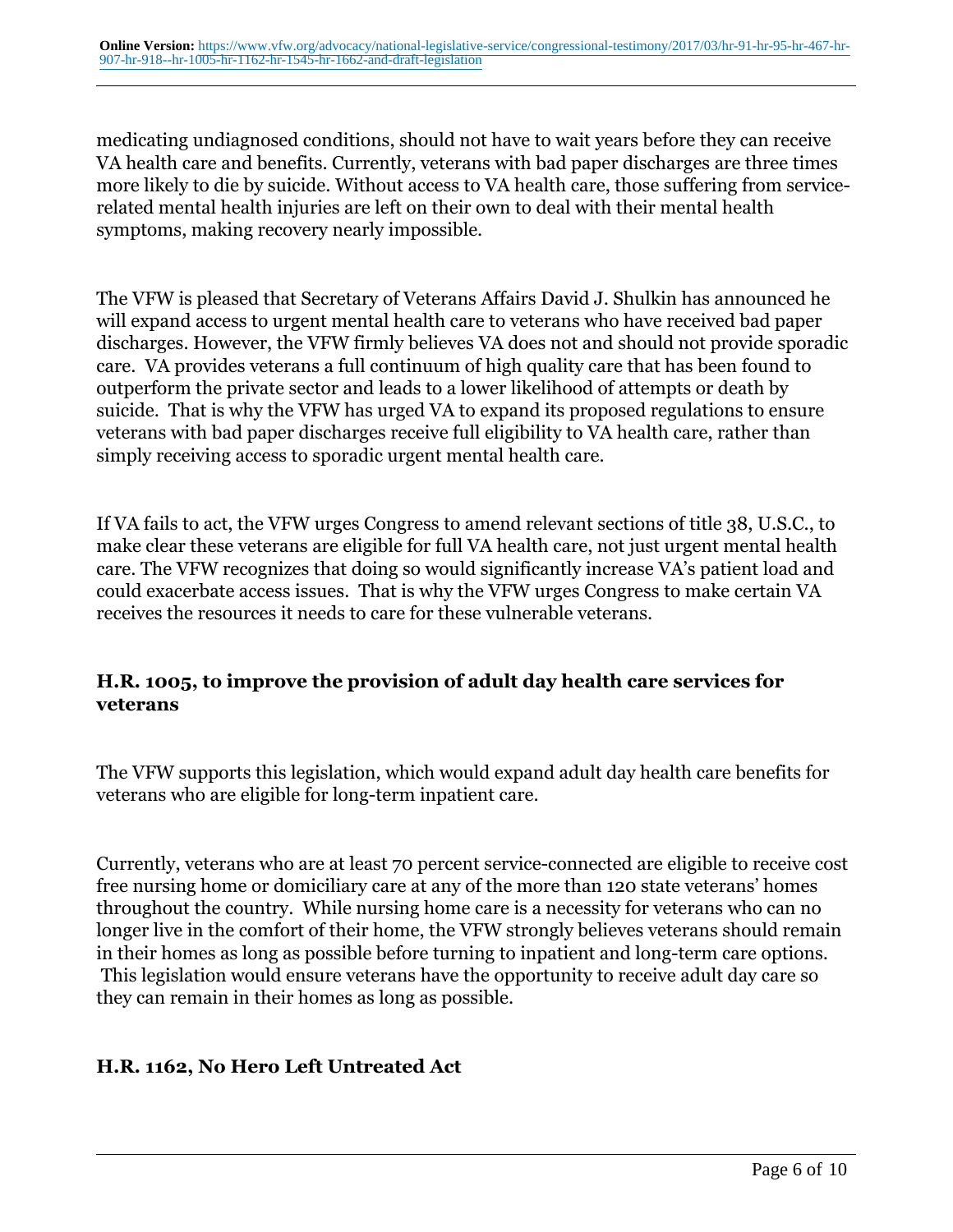medicating undiagnosed conditions, should not have to wait years before they can receive VA health care and benefits. Currently, veterans with bad paper discharges are three times more likely to die by suicide. Without access to VA health care, those suffering from service-related mental health injuries are left on their own to deal with their mental health symptoms, making recovery nearly impossible.

The VFW is pleased that Secretary of Veterans Affairs David J. Shulkin has announced he will expand access to urgent mental health care to veterans who have received bad paper discharges. However, the VFW firmly believes VA does not and should not provide sporadic care. VA provides veterans a full continuum of high quality care that has been found to outperform the private sector and leads to a lower likelihood of attempts or death by suicide. That is why the VFW has urged VA to expand its proposed regulations to ensure veterans with bad paper discharges receive full eligibility to VA health care, rather than simply receiving access to sporadic urgent mental health care.

If VA fails to act, the VFW urges Congress to amend relevant sections of title 38, U.S.C., to make clear these veterans are eligible for full VA health care, not just urgent mental health care. The VFW recognizes that doing so would significantly increase VA's patient load and could exacerbate access issues. That is why the VFW urges Congress to make certain VA receives the resources it needs to care for these vulnerable veterans.

### H.R. 1005, to improve the provision of adult day health care services for veterans

The VFW supports this legislation, which would expand adult day health care benefits for veterans who are eligible for long-term inpatient care.

Currently, veterans who are at least 70 percent service-connected are eligible to receive cost free nursing home or domiciliary care at any of the more than 120 state veterans' homes throughout the country. While nursing home care is a necessity for veterans who can no longer live in the comfort of their home, the VFW strongly believes veterans should remain in their homes as long as possible before turning to inpatient and long-term care options. This legislation would ensure veterans have the opportunity to receive adult day care so they can remain in their homes as long as possible.

### H.R. 1162, No Hero Left Untreated Act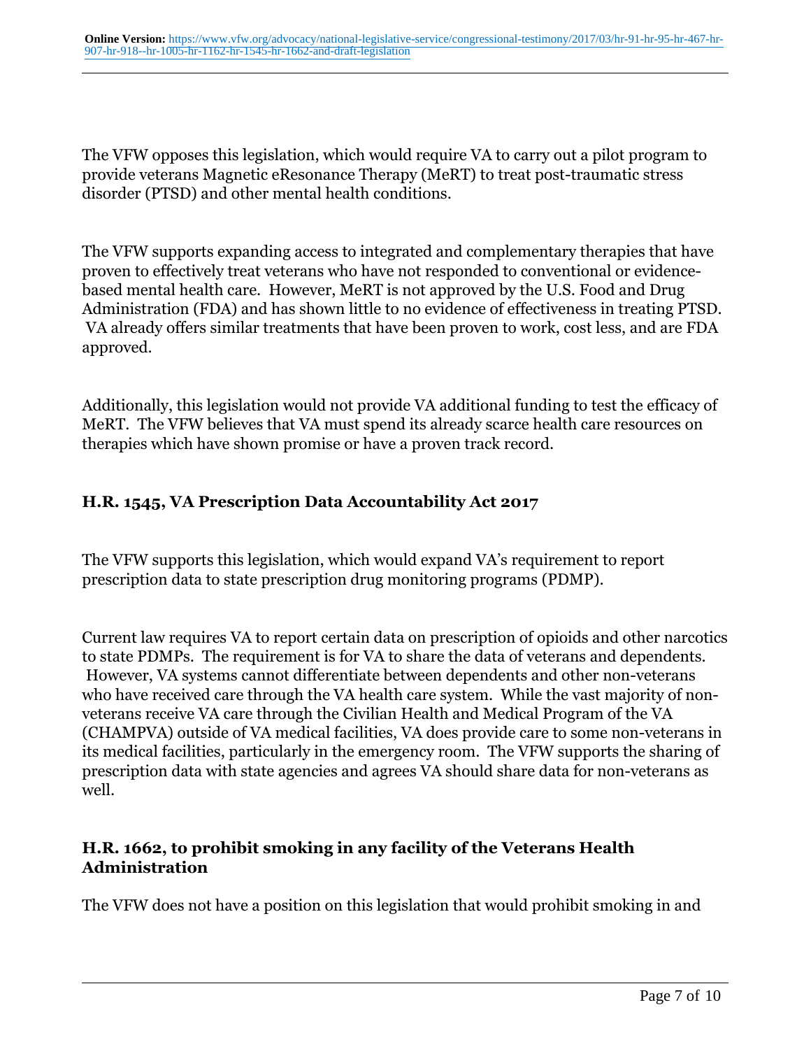The VFW opposes this legislation, which would require VA to carry out a pilot program to provide veterans Magnetic eResonance Therapy (MeRT) to treat post-traumatic stress disorder (PTSD) and other mental health conditions.

The VFW supports expanding access to integrated and complementary therapies that have proven to effectively treat veterans who have not responded to conventional or evidence-based mental health care. However, MeRT is not approved by the U.S. Food and Drug Administration (FDA) and has shown little to no evidence of effectiveness in treating PTSD. VA already offers similar treatments that have been proven to work, cost less, and are FDA approved.

Additionally, this legislation would not provide VA additional funding to test the efficacy of MeRT. The VFW believes that VA must spend its already scarce health care resources on therapies which have shown promise or have a proven track record.

### H.R. 1545, VA Prescription Data Accountability Act 2017

The VFW supports this legislation, which would expand VA's requirement to report prescription data to state prescription drug monitoring programs (PDMP).

Current law requires VA to report certain data on prescription of opioids and other narcotics to state PDMPs. The requirement is for VA to share the data of veterans and dependents. However, VA systems cannot differentiate between dependents and other non-veterans who have received care through the VA health care system. While the vast majority of non-veterans receive VA care through the Civilian Health and Medical Program of the VA (CHAMPVA) outside of VA medical facilities, VA does provide care to some non-veterans in its medical facilities, particularly in the emergency room. The VFW supports the sharing of prescription data with state agencies and agrees VA should share data for non-veterans as well.

### H.R. 1662, to prohibit smoking in any facility of the Veterans Health Administration

The VFW does not have a position on this legislation that would prohibit smoking in and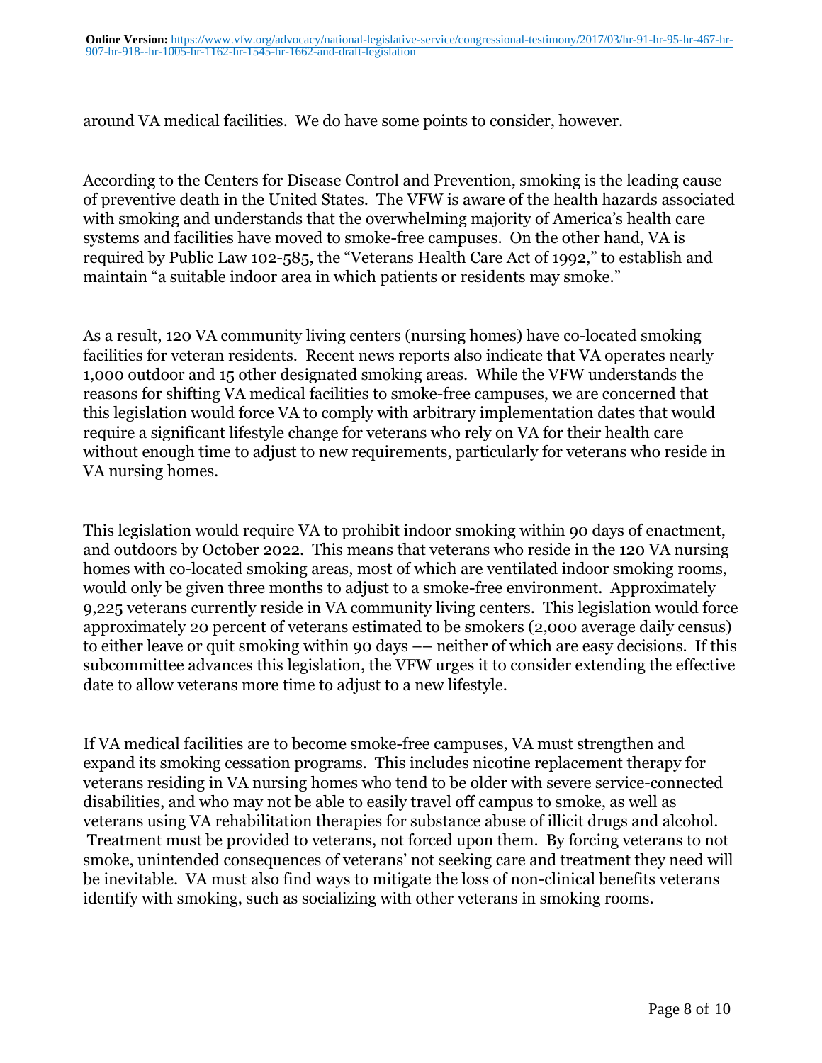around VA medical facilities. We do have some points to consider, however.

According to the Centers for Disease Control and Prevention, smoking is the leading cause of preventive death in the United States. The VFW is aware of the health hazards associated with smoking and understands that the overwhelming majority of America's health care systems and facilities have moved to smoke-free campuses. On the other hand, VA is required by Public Law 102-585, the "Veterans Health Care Act of 1992," to establish and maintain "a suitable indoor area in which patients or residents may smoke."

As a result, 120 VA community living centers (nursing homes) have co-located smoking facilities for veteran residents. Recent news reports also indicate that VA operates nearly 1,000 outdoor and 15 other designated smoking areas. While the VFW understands the reasons for shifting VA medical facilities to smoke-free campuses, we are concerned that this legislation would force VA to comply with arbitrary implementation dates that would require a significant lifestyle change for veterans who rely on VA for their health care without enough time to adjust to new requirements, particularly for veterans who reside in VA nursing homes.

This legislation would require VA to prohibit indoor smoking within 90 days of enactment, and outdoors by October 2022. This means that veterans who reside in the 120 VA nursing homes with co-located smoking areas, most of which are ventilated indoor smoking rooms, would only be given three months to adjust to a smoke-free environment. Approximately 9,225 veterans currently reside in VA community living centers. This legislation would force approximately 20 percent of veterans estimated to be smokers (2,000 average daily census) to either leave or quit smoking within 90 days –– neither of which are easy decisions. If this subcommittee advances this legislation, the VFW urges it to consider extending the effective date to allow veterans more time to adjust to a new lifestyle.

If VA medical facilities are to become smoke-free campuses, VA must strengthen and expand its smoking cessation programs. This includes nicotine replacement therapy for veterans residing in VA nursing homes who tend to be older with severe service-connected disabilities, and who may not be able to easily travel off campus to smoke, as well as veterans using VA rehabilitation therapies for substance abuse of illicit drugs and alcohol. Treatment must be provided to veterans, not forced upon them. By forcing veterans to not smoke, unintended consequences of veterans' not seeking care and treatment they need will be inevitable. VA must also find ways to mitigate the loss of non-clinical benefits veterans identify with smoking, such as socializing with other veterans in smoking rooms.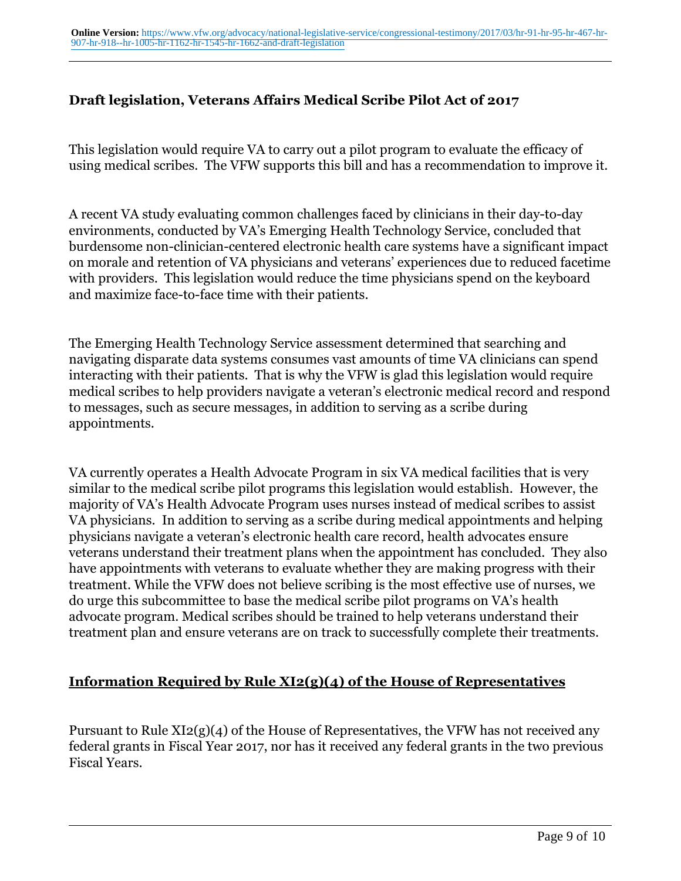**Draft legislation, Veterans Affairs Medical Scribe Pilot Act of 2017**

This legislation would require VA to carry out a pilot program to evaluate the efficacy of using medical scribes. The VFW supports this bill and has a recommendation to improve it.

A recent VA study evaluating common challenges faced by clinicians in their day-to-day environments, conducted by VA's Emerging Health Technology Service, concluded that burdensome non-clinician-centered electronic health care systems have a significant impact on morale and retention of VA physicians and veterans' experiences due to reduced facetime with providers. This legislation would reduce the time physicians spend on the keyboard and maximize face-to-face time with their patients.

The Emerging Health Technology Service assessment determined that searching and navigating disparate data systems consumes vast amounts of time VA clinicians can spend interacting with their patients. That is why the VFW is glad this legislation would require medical scribes to help providers navigate a veteran's electronic medical record and respond to messages, such as secure messages, in addition to serving as a scribe during appointments.

VA currently operates a Health Advocate Program in six VA medical facilities that is very similar to the medical scribe pilot programs this legislation would establish. However, the majority of VA's Health Advocate Program uses nurses instead of medical scribes to assist VA physicians. In addition to serving as a scribe during medical appointments and helping physicians navigate a veteran's electronic health care record, health advocates ensure veterans understand their treatment plans when the appointment has concluded. They also have appointments with veterans to evaluate whether they are making progress with their treatment. While the VFW does not believe scribing is the most effective use of nurses, we do urge this subcommittee to base the medical scribe pilot programs on VA's health advocate program. Medical scribes should be trained to help veterans understand their treatment plan and ensure veterans are on track to successfully complete their treatments.

**Information Required by Rule XI2(g)(4) of the House of Representatives**

Pursuant to Rule XI2(g)(4) of the House of Representatives, the VFW has not received any federal grants in Fiscal Year 2017, nor has it received any federal grants in the two previous Fiscal Years.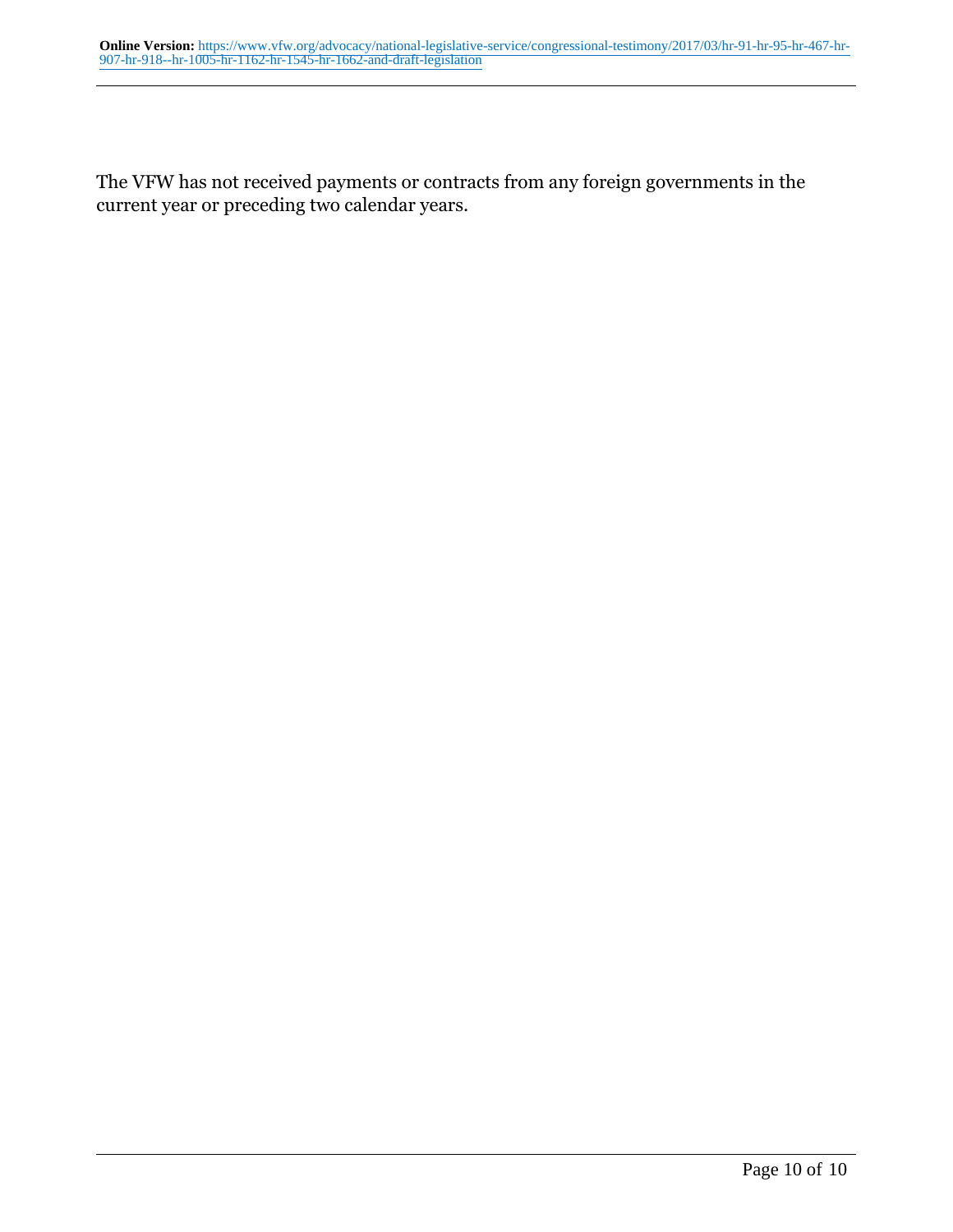The VFW has not received payments or contracts from any foreign governments in the current year or preceding two calendar years.